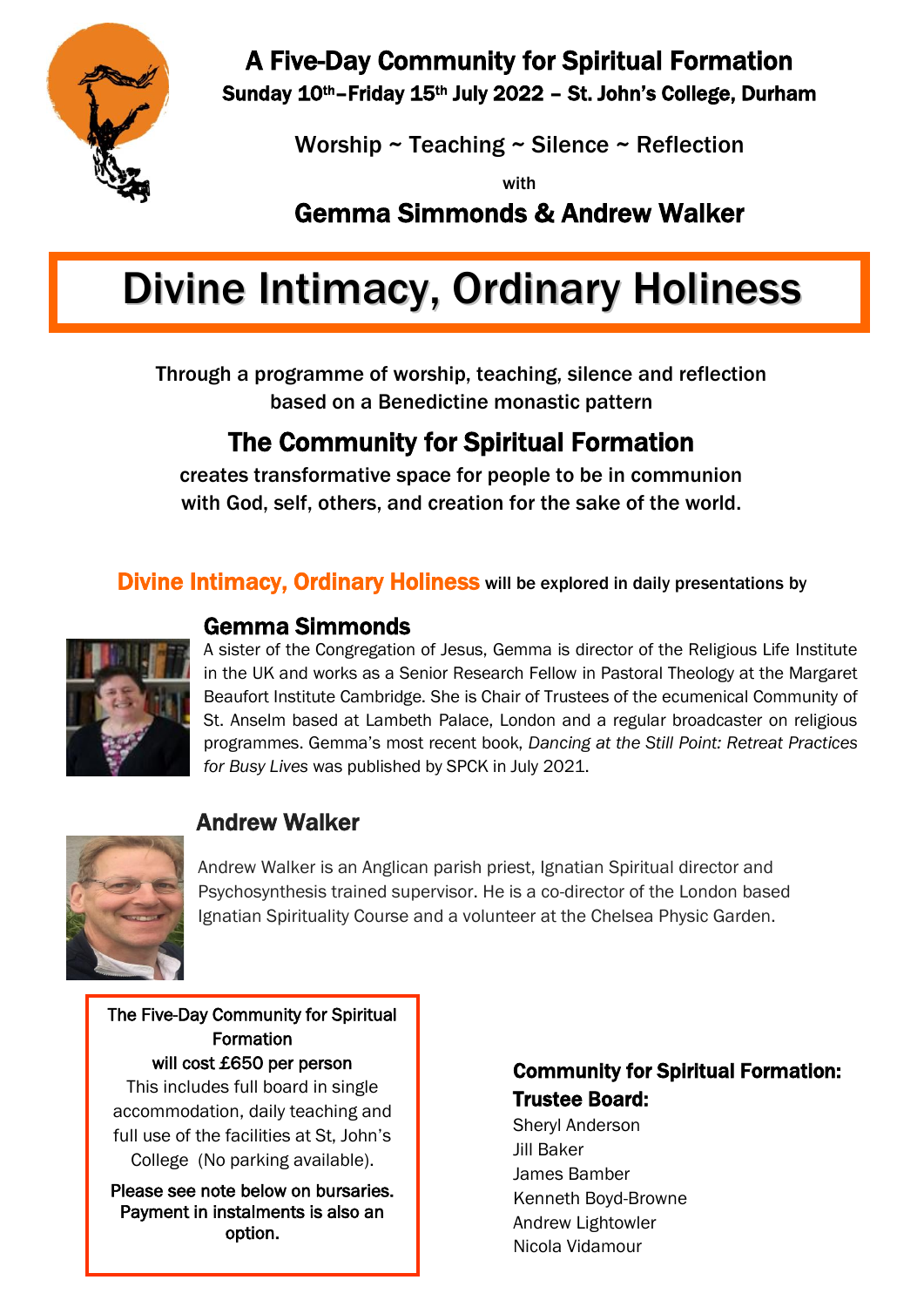## A Five-Day Community for Spiritual Formation

**Sunday 10th–Friday 15th July 2022 – St. John's College, Durham**

Worship ~ Teaching ~ Silence ~ Reflection

with

**Gemma Simmonds & Andrew Walker**

# Divine Intimacy, Ordinary Holiness

Through a programme of worship, teaching, silence and reflection based on a Benedictine monastic pattern

## The Community for Spiritual Formation

creates transformative space for people to be in communion with God, self, others, and creation for the sake of the world.

**Divine Intimacy, Ordinary Holiness** will be explored in daily presentations by

### Gemma Simmonds

A sister of the Congregation of Jesus, Gemma is director of the Religious Life Institute in the UK and works as a Senior Research Fellow in Pastoral Theology at the Margaret Beaufort Institute Cambridge. She is Chair of Trustees of the ecumenical Community of St. Anselm based at Lambeth Palace, London and a regular broadcaster on religious programmes. Gemma's most recent book, *Dancing at the Still Point: Retreat Practices for Busy Lives* was published by SPCK in July 2021.

### Andrew Walker

Andrew Walker is an Anglican parish priest, Ignatian Spiritual director and Psychosynthesis trained supervisor. He is a co-director of the London based Ignatian Spirituality Course and a volunteer at the Chelsea Physic Garden.

The Five-Day Community for Spiritual Formation will cost £650 per person

This includes full board in single accommodation, daily teaching and full use of the facilities at St, John's College (No parking available).

Please see note below on bursaries. Payment in instalments is also an option.

**Community for Spiritual Formation: Trustee Board:**

Sheryl Anderson
Jill Baker
James Bamber
Kenneth Boyd-Browne
Andrew Lightowler
Nicola Vidamour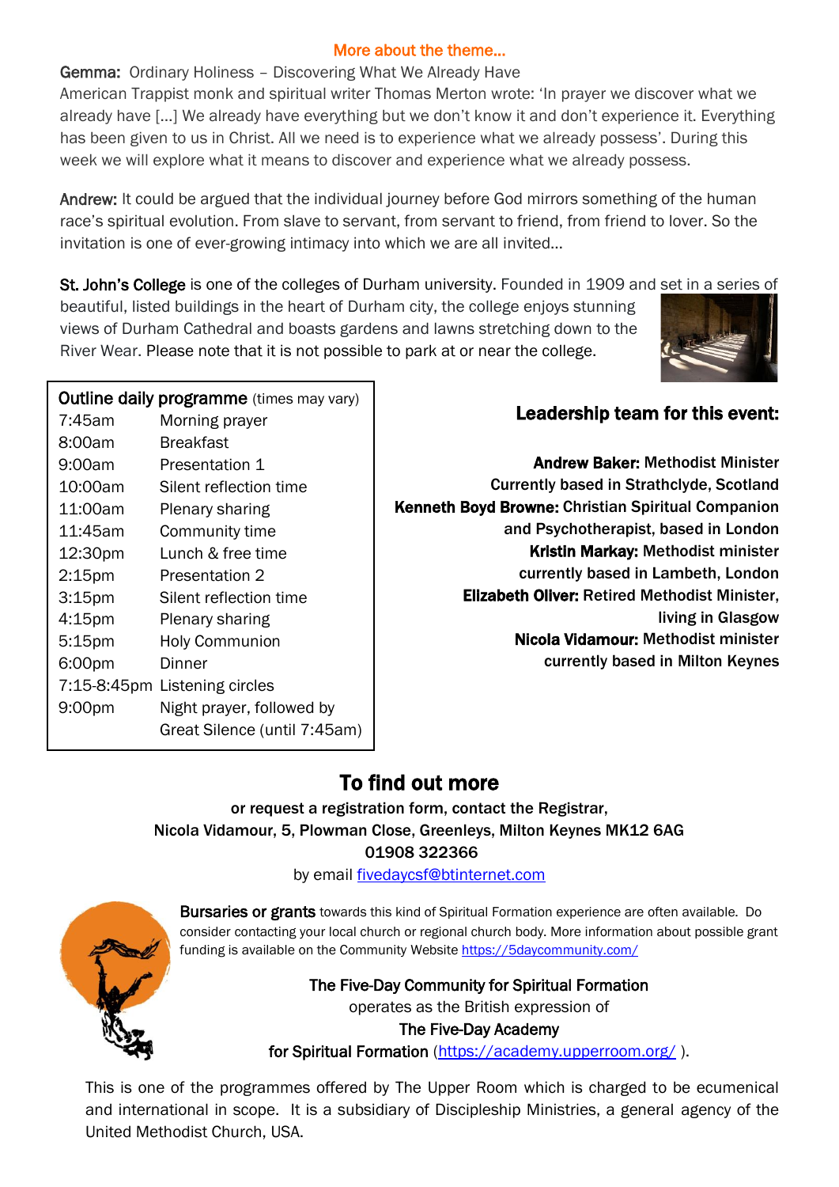More about the theme...

**Gemma:** Ordinary Holiness – Discovering What We Already Have

American Trappist monk and spiritual writer Thomas Merton wrote: 'In prayer we discover what we already have […] We already have everything but we don't know it and don't experience it. Everything has been given to us in Christ. All we need is to experience what we already possess'. During this week we will explore what it means to discover and experience what we already possess.

**Andrew:** It could be argued that the individual journey before God mirrors something of the human race's spiritual evolution. From slave to servant, from servant to friend, from friend to lover. So the invitation is one of ever-growing intimacy into which we are all invited...

**St. John's College** is one of the colleges of Durham university. Founded in 1909 and set in a series of beautiful, listed buildings in the heart of Durham city, the college enjoys stunning views of Durham Cathedral and boasts gardens and lawns stretching down to the River Wear. Please note that it is not possible to park at or near the college.

**Outline daily programme** (times may vary)

| | |
|---|---|
| 7:45am | Morning prayer |
| 8:00am | Breakfast |
| 9:00am | Presentation 1 |
| 10:00am | Silent reflection time |
| 11:00am | Plenary sharing |
| 11:45am | Community time |
| 12:30pm | Lunch & free time |
| 2:15pm | Presentation 2 |
| 3:15pm | Silent reflection time |
| 4:15pm | Plenary sharing |
| 5:15pm | Holy Communion |
| 6:00pm | Dinner |
| 7:15-8:45pm | Listening circles |
| 9:00pm | Night prayer, followed by Great Silence (until 7:45am) |

## Leadership team for this event:

**Andrew Baker:** Methodist Minister Currently based in Strathclyde, Scotland

**Kenneth Boyd Browne:** Christian Spiritual Companion and Psychotherapist, based in London

**Kristin Markay:** Methodist minister currently based in Lambeth, London

**Elizabeth Oliver:** Retired Methodist Minister, living in Glasgow

**Nicola Vidamour:** Methodist minister currently based in Milton Keynes

## To find out more

**or request a registration form, contact the Registrar,**
**Nicola Vidamour, 5, Plowman Close, Greenleys, Milton Keynes MK12 6AG**
**01908 322366**

by email fivedaycsf@btinternet.com

**Bursaries or grants** towards this kind of Spiritual Formation experience are often available. Do consider contacting your local church or regional church body. More information about possible grant funding is available on the Community Website https://5daycommunity.com/

**The Five-Day Community for Spiritual Formation**
operates as the British expression of
**The Five-Day Academy**
**for Spiritual Formation** (https://academy.upperroom.org/ ).

This is one of the programmes offered by The Upper Room which is charged to be ecumenical and international in scope. It is a subsidiary of Discipleship Ministries, a general agency of the United Methodist Church, USA.